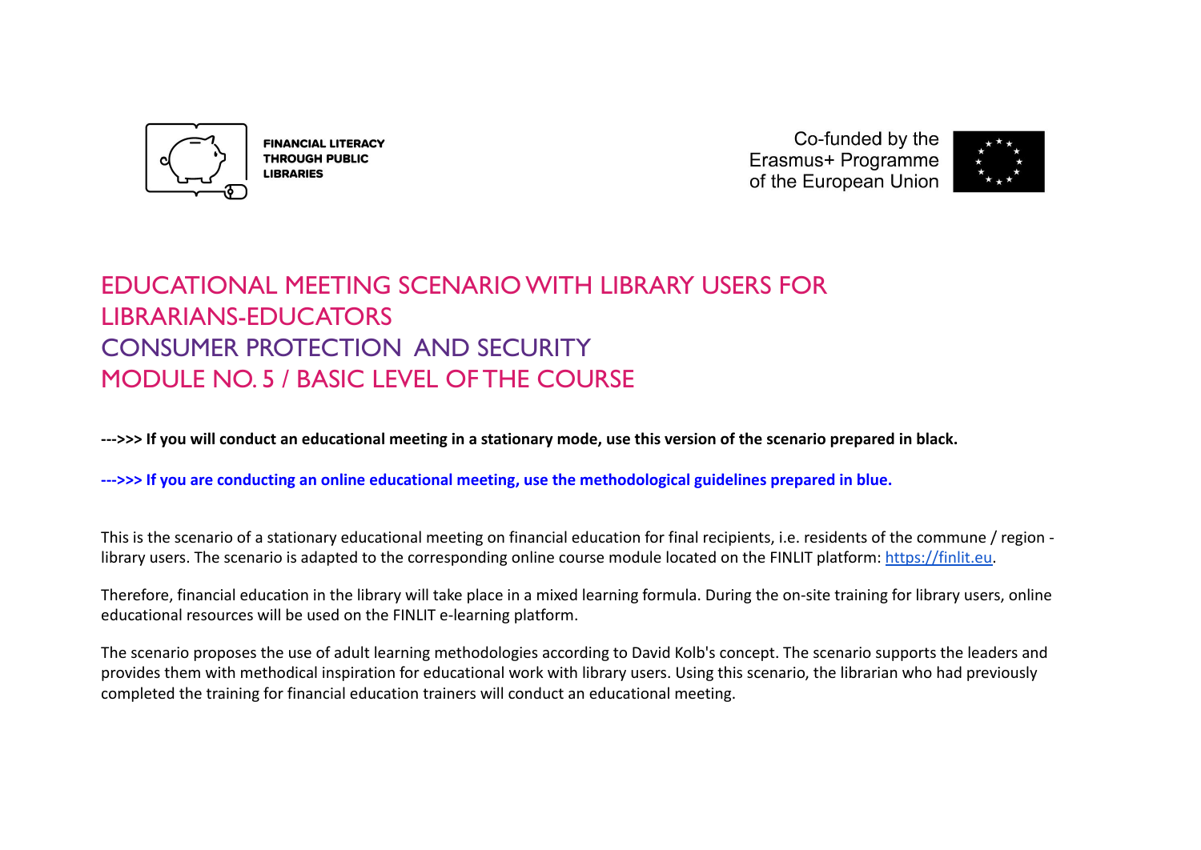FINANCIAL LITERACY THROUGH PUBLIC LIBRARIES

Co-funded by the Erasmus+ Programme of the European Union

# EDUCATIONAL MEETING SCENARIO WITH LIBRARY USERS FOR LIBRARIANS-EDUCATORS
# CONSUMER PROTECTION AND SECURITY
# MODULE NO. 5 / BASIC LEVEL OF THE COURSE

**--->>> If you will conduct an educational meeting in a stationary mode, use this version of the scenario prepared in black.**

**--->>> If you are conducting an online educational meeting, use the methodological guidelines prepared in blue.**

This is the scenario of a stationary educational meeting on financial education for final recipients, i.e. residents of the commune / region - library users. The scenario is adapted to the corresponding online course module located on the FINLIT platform: [https://finlit.eu](https://finlit.eu).

Therefore, financial education in the library will take place in a mixed learning formula. During the on-site training for library users, online educational resources will be used on the FINLIT e-learning platform.

The scenario proposes the use of adult learning methodologies according to David Kolb's concept. The scenario supports the leaders and provides them with methodical inspiration for educational work with library users. Using this scenario, the librarian who had previously completed the training for financial education trainers will conduct an educational meeting.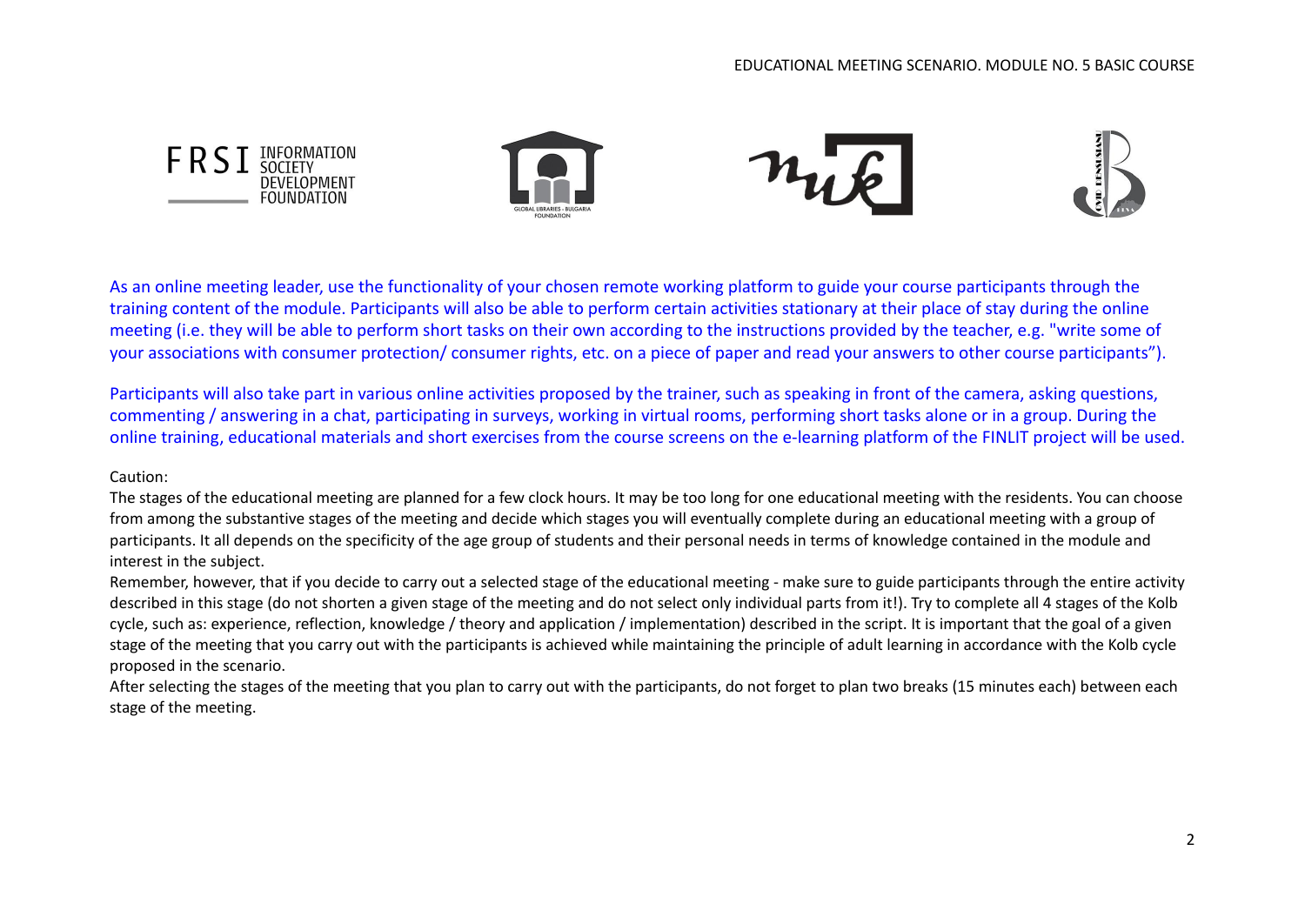As an online meeting leader, use the functionality of your chosen remote working platform to guide your course participants through the training content of the module. Participants will also be able to perform certain activities stationary at their place of stay during the online meeting (i.e. they will be able to perform short tasks on their own according to the instructions provided by the teacher, e.g. "write some of your associations with consumer protection/ consumer rights, etc. on a piece of paper and read your answers to other course participants").

Participants will also take part in various online activities proposed by the trainer, such as speaking in front of the camera, asking questions, commenting / answering in a chat, participating in surveys, working in virtual rooms, performing short tasks alone or in a group. During the online training, educational materials and short exercises from the course screens on the e-learning platform of the FINLIT project will be used.

Caution:

The stages of the educational meeting are planned for a few clock hours. It may be too long for one educational meeting with the residents. You can choose from among the substantive stages of the meeting and decide which stages you will eventually complete during an educational meeting with a group of participants. It all depends on the specificity of the age group of students and their personal needs in terms of knowledge contained in the module and interest in the subject.

Remember, however, that if you decide to carry out a selected stage of the educational meeting - make sure to guide participants through the entire activity described in this stage (do not shorten a given stage of the meeting and do not select only individual parts from it!). Try to complete all 4 stages of the Kolb cycle, such as: experience, reflection, knowledge / theory and application / implementation) described in the script. It is important that the goal of a given stage of the meeting that you carry out with the participants is achieved while maintaining the principle of adult learning in accordance with the Kolb cycle proposed in the scenario.

After selecting the stages of the meeting that you plan to carry out with the participants, do not forget to plan two breaks (15 minutes each) between each stage of the meeting.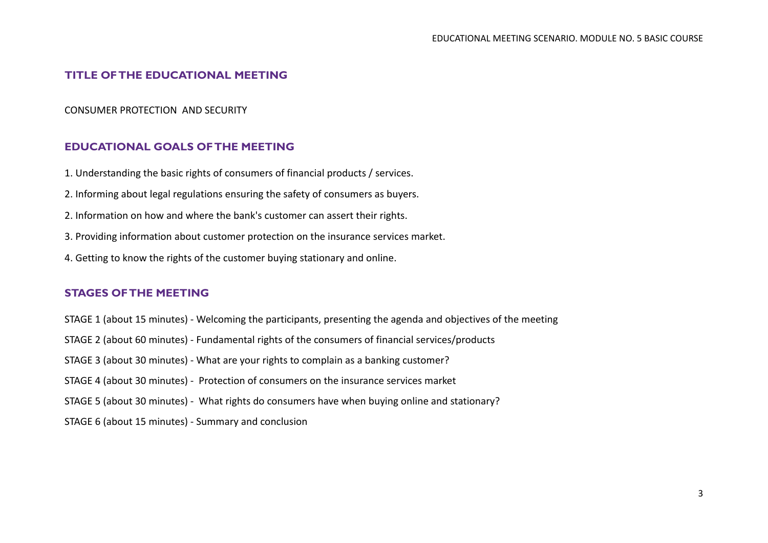## TITLE OF THE EDUCATIONAL MEETING

CONSUMER PROTECTION AND SECURITY

## EDUCATIONAL GOALS OF THE MEETING

1. Understanding the basic rights of consumers of financial products / services.

2. Informing about legal regulations ensuring the safety of consumers as buyers.

2. Information on how and where the bank's customer can assert their rights.

3. Providing information about customer protection on the insurance services market.

4. Getting to know the rights of the customer buying stationary and online.

## STAGES OF THE MEETING

STAGE 1 (about 15 minutes) - Welcoming the participants, presenting the agenda and objectives of the meeting

STAGE 2 (about 60 minutes) - Fundamental rights of the consumers of financial services/products

STAGE 3 (about 30 minutes) - What are your rights to complain as a banking customer?

STAGE 4 (about 30 minutes) - Protection of consumers on the insurance services market

STAGE 5 (about 30 minutes) - What rights do consumers have when buying online and stationary?

STAGE 6 (about 15 minutes) - Summary and conclusion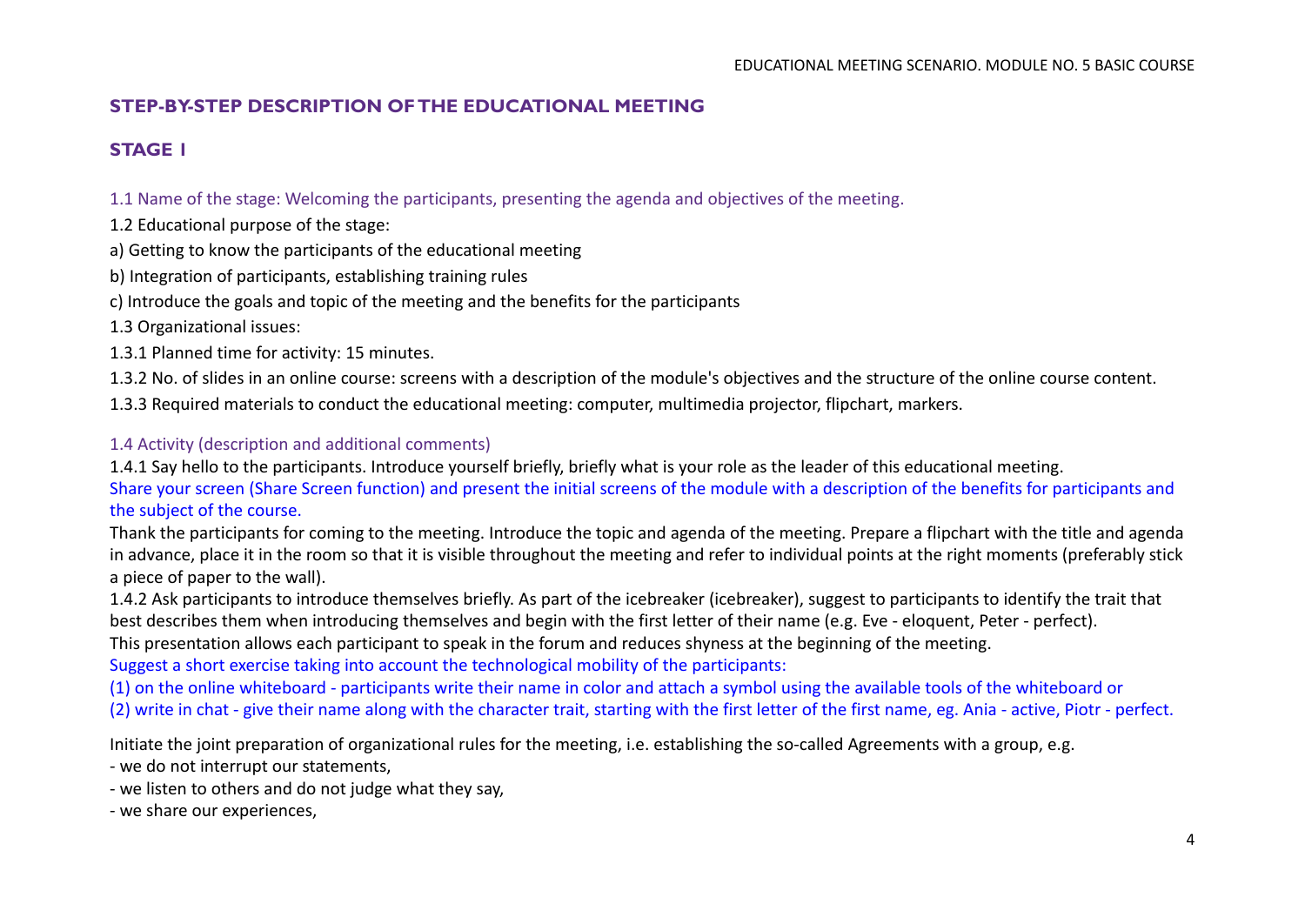## STEP-BY-STEP DESCRIPTION OF THE EDUCATIONAL MEETING

### STAGE 1

1.1 Name of the stage: Welcoming the participants, presenting the agenda and objectives of the meeting.

1.2 Educational purpose of the stage:

a) Getting to know the participants of the educational meeting

b) Integration of participants, establishing training rules

c) Introduce the goals and topic of the meeting and the benefits for the participants

1.3 Organizational issues:

1.3.1 Planned time for activity: 15 minutes.

1.3.2 No. of slides in an online course: screens with a description of the module's objectives and the structure of the online course content.

1.3.3 Required materials to conduct the educational meeting: computer, multimedia projector, flipchart, markers.

1.4 Activity (description and additional comments)

1.4.1 Say hello to the participants. Introduce yourself briefly, briefly what is your role as the leader of this educational meeting.
Share your screen (Share Screen function) and present the initial screens of the module with a description of the benefits for participants and the subject of the course.
Thank the participants for coming to the meeting. Introduce the topic and agenda of the meeting. Prepare a flipchart with the title and agenda in advance, place it in the room so that it is visible throughout the meeting and refer to individual points at the right moments (preferably stick a piece of paper to the wall).

1.4.2 Ask participants to introduce themselves briefly. As part of the icebreaker (icebreaker), suggest to participants to identify the trait that best describes them when introducing themselves and begin with the first letter of their name (e.g. Eve - eloquent, Peter - perfect).
This presentation allows each participant to speak in the forum and reduces shyness at the beginning of the meeting.
Suggest a short exercise taking into account the technological mobility of the participants:
(1) on the online whiteboard - participants write their name in color and attach a symbol using the available tools of the whiteboard or
(2) write in chat - give their name along with the character trait, starting with the first letter of the first name, eg. Ania - active, Piotr - perfect.

Initiate the joint preparation of organizational rules for the meeting, i.e. establishing the so-called Agreements with a group, e.g.
- we do not interrupt our statements,
- we listen to others and do not judge what they say,
- we share our experiences,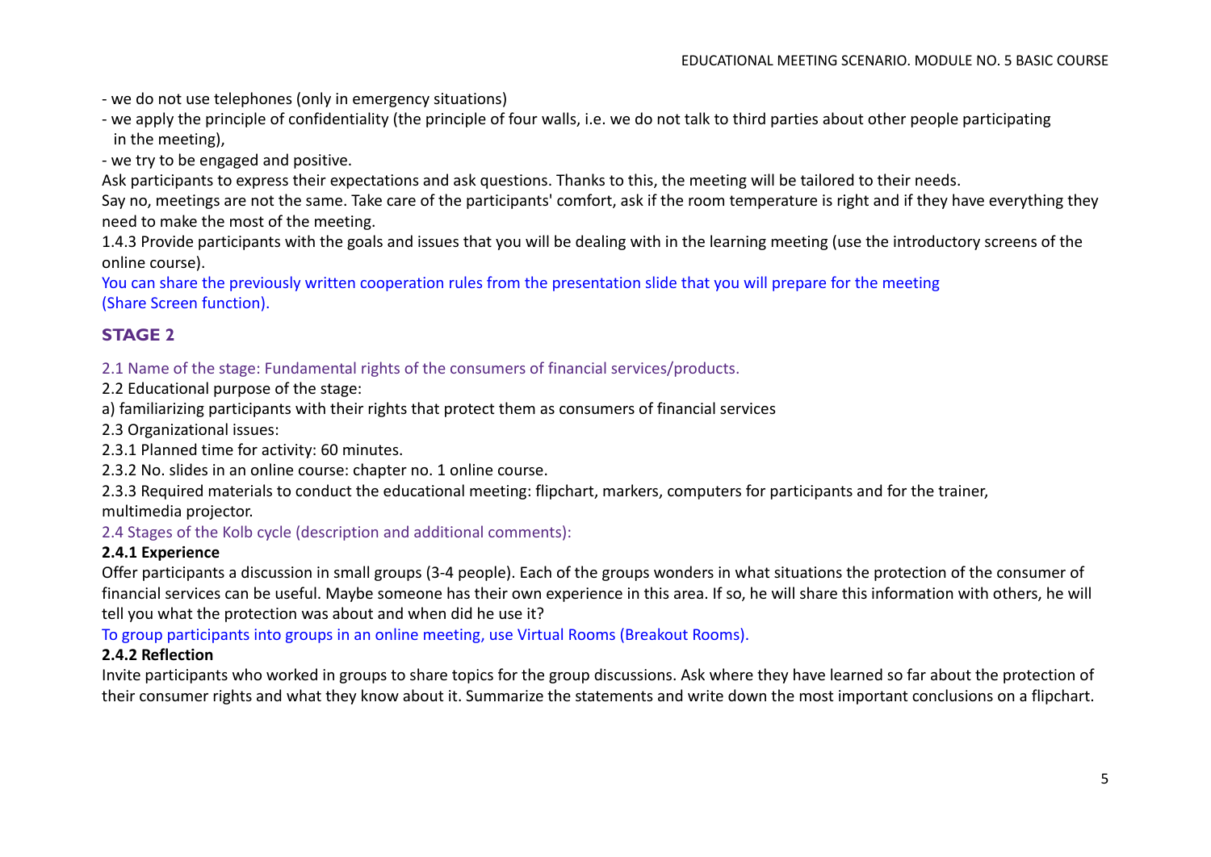- we do not use telephones (only in emergency situations)
- we apply the principle of confidentiality (the principle of four walls, i.e. we do not talk to third parties about other people participating in the meeting),
- we try to be engaged and positive.

Ask participants to express their expectations and ask questions. Thanks to this, the meeting will be tailored to their needs.

Say no, meetings are not the same. Take care of the participants' comfort, ask if the room temperature is right and if they have everything they need to make the most of the meeting.

1.4.3 Provide participants with the goals and issues that you will be dealing with in the learning meeting (use the introductory screens of the online course).

You can share the previously written cooperation rules from the presentation slide that you will prepare for the meeting (Share Screen function).

## STAGE 2

2.1 Name of the stage: Fundamental rights of the consumers of financial services/products.

2.2 Educational purpose of the stage:

a) familiarizing participants with their rights that protect them as consumers of financial services

2.3 Organizational issues:

2.3.1 Planned time for activity: 60 minutes.

2.3.2 No. slides in an online course: chapter no. 1 online course.

2.3.3 Required materials to conduct the educational meeting: flipchart, markers, computers for participants and for the trainer, multimedia projector.

2.4 Stages of the Kolb cycle (description and additional comments):

**2.4.1 Experience**

Offer participants a discussion in small groups (3-4 people). Each of the groups wonders in what situations the protection of the consumer of financial services can be useful. Maybe someone has their own experience in this area. If so, he will share this information with others, he will tell you what the protection was about and when did he use it?

To group participants into groups in an online meeting, use Virtual Rooms (Breakout Rooms).

**2.4.2 Reflection**

Invite participants who worked in groups to share topics for the group discussions. Ask where they have learned so far about the protection of their consumer rights and what they know about it. Summarize the statements and write down the most important conclusions on a flipchart.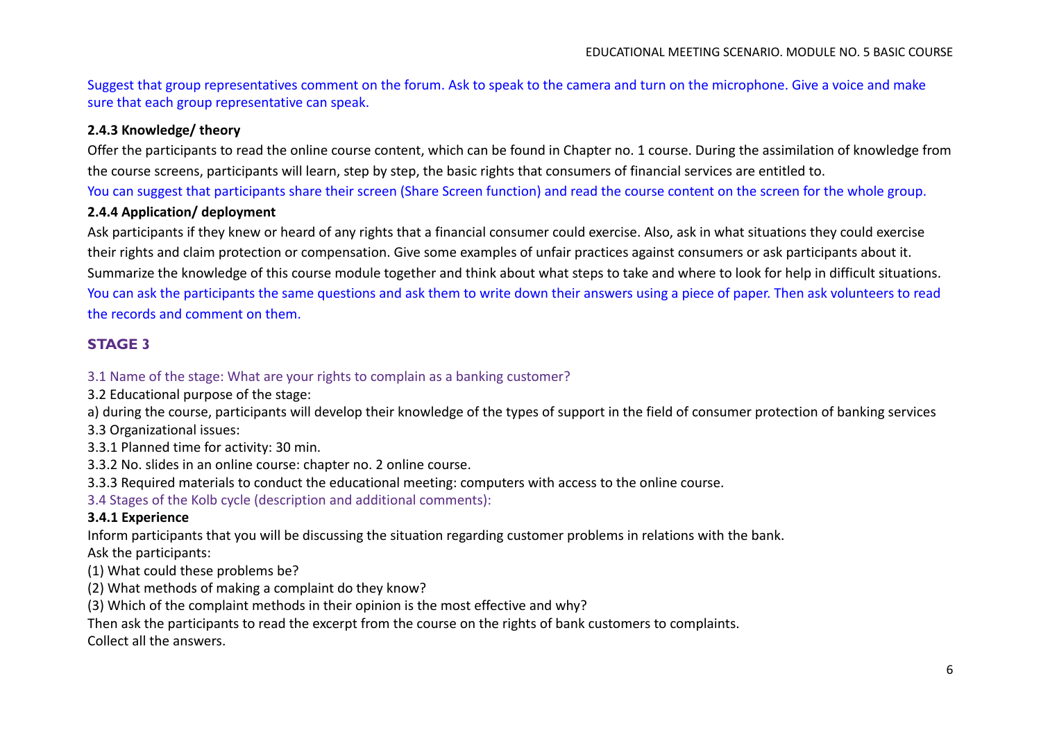Suggest that group representatives comment on the forum. Ask to speak to the camera and turn on the microphone. Give a voice and make sure that each group representative can speak.

**2.4.3 Knowledge/ theory**

Offer the participants to read the online course content, which can be found in Chapter no. 1 course. During the assimilation of knowledge from the course screens, participants will learn, step by step, the basic rights that consumers of financial services are entitled to.

You can suggest that participants share their screen (Share Screen function) and read the course content on the screen for the whole group.

**2.4.4 Application/ deployment**

Ask participants if they knew or heard of any rights that a financial consumer could exercise. Also, ask in what situations they could exercise their rights and claim protection or compensation. Give some examples of unfair practices against consumers or ask participants about it.

Summarize the knowledge of this course module together and think about what steps to take and where to look for help in difficult situations.

You can ask the participants the same questions and ask them to write down their answers using a piece of paper. Then ask volunteers to read the records and comment on them.

## STAGE 3

3.1 Name of the stage: What are your rights to complain as a banking customer?

3.2 Educational purpose of the stage:

a) during the course, participants will develop their knowledge of the types of support in the field of consumer protection of banking services

3.3 Organizational issues:

3.3.1 Planned time for activity: 30 min.

3.3.2 No. slides in an online course: chapter no. 2 online course.

3.3.3 Required materials to conduct the educational meeting: computers with access to the online course.

3.4 Stages of the Kolb cycle (description and additional comments):

**3.4.1 Experience**

Inform participants that you will be discussing the situation regarding customer problems in relations with the bank.

Ask the participants:

(1) What could these problems be?

(2) What methods of making a complaint do they know?

(3) Which of the complaint methods in their opinion is the most effective and why?

Then ask the participants to read the excerpt from the course on the rights of bank customers to complaints.

Collect all the answers.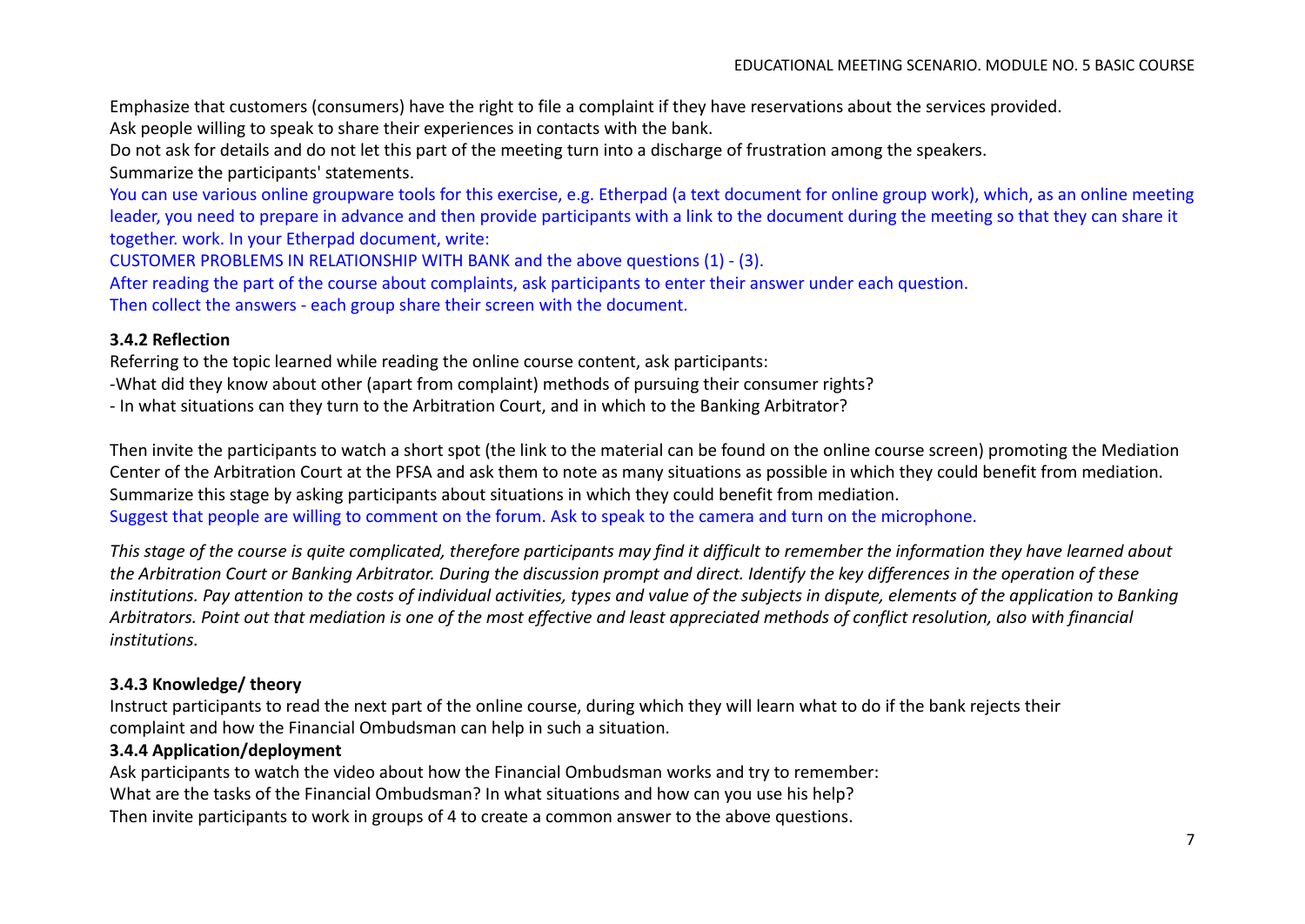Emphasize that customers (consumers) have the right to file a complaint if they have reservations about the services provided.
Ask people willing to speak to share their experiences in contacts with the bank.
Do not ask for details and do not let this part of the meeting turn into a discharge of frustration among the speakers.
Summarize the participants' statements.
You can use various online groupware tools for this exercise, e.g. Etherpad (a text document for online group work), which, as an online meeting leader, you need to prepare in advance and then provide participants with a link to the document during the meeting so that they can share it together. work. In your Etherpad document, write:
CUSTOMER PROBLEMS IN RELATIONSHIP WITH BANK and the above questions (1) - (3).
After reading the part of the course about complaints, ask participants to enter their answer under each question.
Then collect the answers - each group share their screen with the document.

### 3.4.2 Reflection

Referring to the topic learned while reading the online course content, ask participants:
-What did they know about other (apart from complaint) methods of pursuing their consumer rights?
- In what situations can they turn to the Arbitration Court, and in which to the Banking Arbitrator?

Then invite the participants to watch a short spot (the link to the material can be found on the online course screen) promoting the Mediation Center of the Arbitration Court at the PFSA and ask them to note as many situations as possible in which they could benefit from mediation.
Summarize this stage by asking participants about situations in which they could benefit from mediation.
Suggest that people are willing to comment on the forum. Ask to speak to the camera and turn on the microphone.

*This stage of the course is quite complicated, therefore participants may find it difficult to remember the information they have learned about the Arbitration Court or Banking Arbitrator. During the discussion prompt and direct. Identify the key differences in the operation of these institutions. Pay attention to the costs of individual activities, types and value of the subjects in dispute, elements of the application to Banking Arbitrators. Point out that mediation is one of the most effective and least appreciated methods of conflict resolution, also with financial institutions.*

### 3.4.3 Knowledge/ theory

Instruct participants to read the next part of the online course, during which they will learn what to do if the bank rejects their complaint and how the Financial Ombudsman can help in such a situation.

### 3.4.4 Application/deployment

Ask participants to watch the video about how the Financial Ombudsman works and try to remember:
What are the tasks of the Financial Ombudsman? In what situations and how can you use his help?
Then invite participants to work in groups of 4 to create a common answer to the above questions.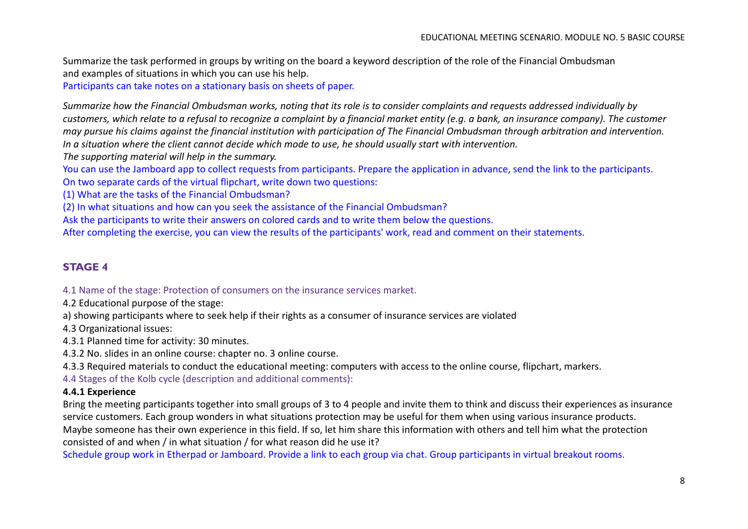Summarize the task performed in groups by writing on the board a keyword description of the role of the Financial Ombudsman and examples of situations in which you can use his help.

Participants can take notes on a stationary basis on sheets of paper.

*Summarize how the Financial Ombudsman works, noting that its role is to consider complaints and requests addressed individually by customers, which relate to a refusal to recognize a complaint by a financial market entity (e.g. a bank, an insurance company). The customer may pursue his claims against the financial institution with participation of The Financial Ombudsman through arbitration and intervention. In a situation where the client cannot decide which mode to use, he should usually start with intervention.*

*The supporting material will help in the summary.*

You can use the Jamboard app to collect requests from participants. Prepare the application in advance, send the link to the participants.

On two separate cards of the virtual flipchart, write down two questions:

(1) What are the tasks of the Financial Ombudsman?

(2) In what situations and how can you seek the assistance of the Financial Ombudsman?

Ask the participants to write their answers on colored cards and to write them below the questions.

After completing the exercise, you can view the results of the participants' work, read and comment on their statements.

## STAGE 4

4.1 Name of the stage: Protection of consumers on the insurance services market.

4.2 Educational purpose of the stage:

a) showing participants where to seek help if their rights as a consumer of insurance services are violated

4.3 Organizational issues:

4.3.1 Planned time for activity: 30 minutes.

4.3.2 No. slides in an online course: chapter no. 3 online course.

4.3.3 Required materials to conduct the educational meeting: computers with access to the online course, flipchart, markers.

4.4 Stages of the Kolb cycle (description and additional comments):

**4.4.1 Experience**

Bring the meeting participants together into small groups of 3 to 4 people and invite them to think and discuss their experiences as insurance service customers. Each group wonders in what situations protection may be useful for them when using various insurance products. Maybe someone has their own experience in this field. If so, let him share this information with others and tell him what the protection consisted of and when / in what situation / for what reason did he use it?

Schedule group work in Etherpad or Jamboard. Provide a link to each group via chat. Group participants in virtual breakout rooms.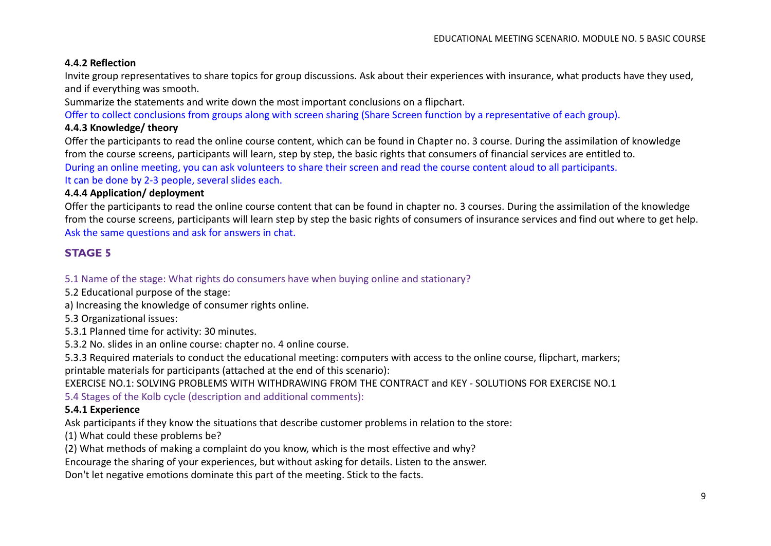#### 4.4.2 Reflection

Invite group representatives to share topics for group discussions. Ask about their experiences with insurance, what products have they used, and if everything was smooth.

Summarize the statements and write down the most important conclusions on a flipchart.

Offer to collect conclusions from groups along with screen sharing (Share Screen function by a representative of each group).

#### 4.4.3 Knowledge/ theory

Offer the participants to read the online course content, which can be found in Chapter no. 3 course. During the assimilation of knowledge from the course screens, participants will learn, step by step, the basic rights that consumers of financial services are entitled to.

During an online meeting, you can ask volunteers to share their screen and read the course content aloud to all participants.

It can be done by 2-3 people, several slides each.

#### 4.4.4 Application/ deployment

Offer the participants to read the online course content that can be found in chapter no. 3 courses. During the assimilation of the knowledge from the course screens, participants will learn step by step the basic rights of consumers of insurance services and find out where to get help.

Ask the same questions and ask for answers in chat.

## STAGE 5

5.1 Name of the stage: What rights do consumers have when buying online and stationary?

5.2 Educational purpose of the stage:

a) Increasing the knowledge of consumer rights online.

5.3 Organizational issues:

5.3.1 Planned time for activity: 30 minutes.

5.3.2 No. slides in an online course: chapter no. 4 online course.

5.3.3 Required materials to conduct the educational meeting: computers with access to the online course, flipchart, markers; printable materials for participants (attached at the end of this scenario):

EXERCISE NO.1: SOLVING PROBLEMS WITH WITHDRAWING FROM THE CONTRACT and KEY - SOLUTIONS FOR EXERCISE NO.1

5.4 Stages of the Kolb cycle (description and additional comments):

#### 5.4.1 Experience

Ask participants if they know the situations that describe customer problems in relation to the store:

(1) What could these problems be?

(2) What methods of making a complaint do you know, which is the most effective and why?

Encourage the sharing of your experiences, but without asking for details. Listen to the answer.

Don't let negative emotions dominate this part of the meeting. Stick to the facts.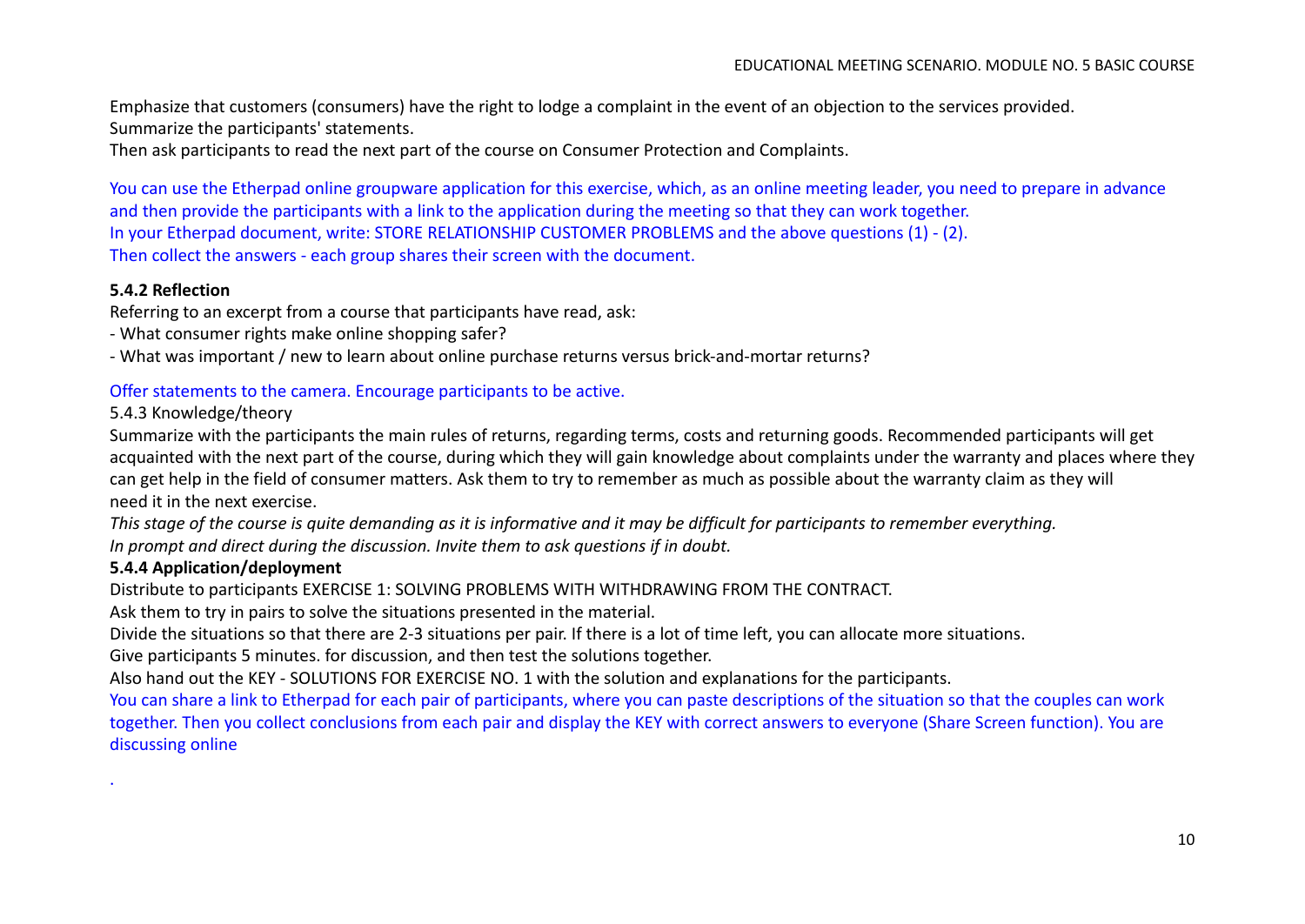Emphasize that customers (consumers) have the right to lodge a complaint in the event of an objection to the services provided.
Summarize the participants' statements.
Then ask participants to read the next part of the course on Consumer Protection and Complaints.

You can use the Etherpad online groupware application for this exercise, which, as an online meeting leader, you need to prepare in advance and then provide the participants with a link to the application during the meeting so that they can work together.
In your Etherpad document, write: STORE RELATIONSHIP CUSTOMER PROBLEMS and the above questions (1) - (2).
Then collect the answers - each group shares their screen with the document.

**5.4.2 Reflection**

Referring to an excerpt from a course that participants have read, ask:

- What consumer rights make online shopping safer?
- What was important / new to learn about online purchase returns versus brick-and-mortar returns?

Offer statements to the camera. Encourage participants to be active.

5.4.3 Knowledge/theory

Summarize with the participants the main rules of returns, regarding terms, costs and returning goods. Recommended participants will get acquainted with the next part of the course, during which they will gain knowledge about complaints under the warranty and places where they can get help in the field of consumer matters. Ask them to try to remember as much as possible about the warranty claim as they will need it in the next exercise.

*This stage of the course is quite demanding as it is informative and it may be difficult for participants to remember everything.*
*In prompt and direct during the discussion. Invite them to ask questions if in doubt.*

**5.4.4 Application/deployment**

Distribute to participants EXERCISE 1: SOLVING PROBLEMS WITH WITHDRAWING FROM THE CONTRACT.
Ask them to try in pairs to solve the situations presented in the material.
Divide the situations so that there are 2-3 situations per pair. If there is a lot of time left, you can allocate more situations.
Give participants 5 minutes. for discussion, and then test the solutions together.
Also hand out the KEY - SOLUTIONS FOR EXERCISE NO. 1 with the solution and explanations for the participants.
You can share a link to Etherpad for each pair of participants, where you can paste descriptions of the situation so that the couples can work together. Then you collect conclusions from each pair and display the KEY with correct answers to everyone (Share Screen function). You are discussing online

.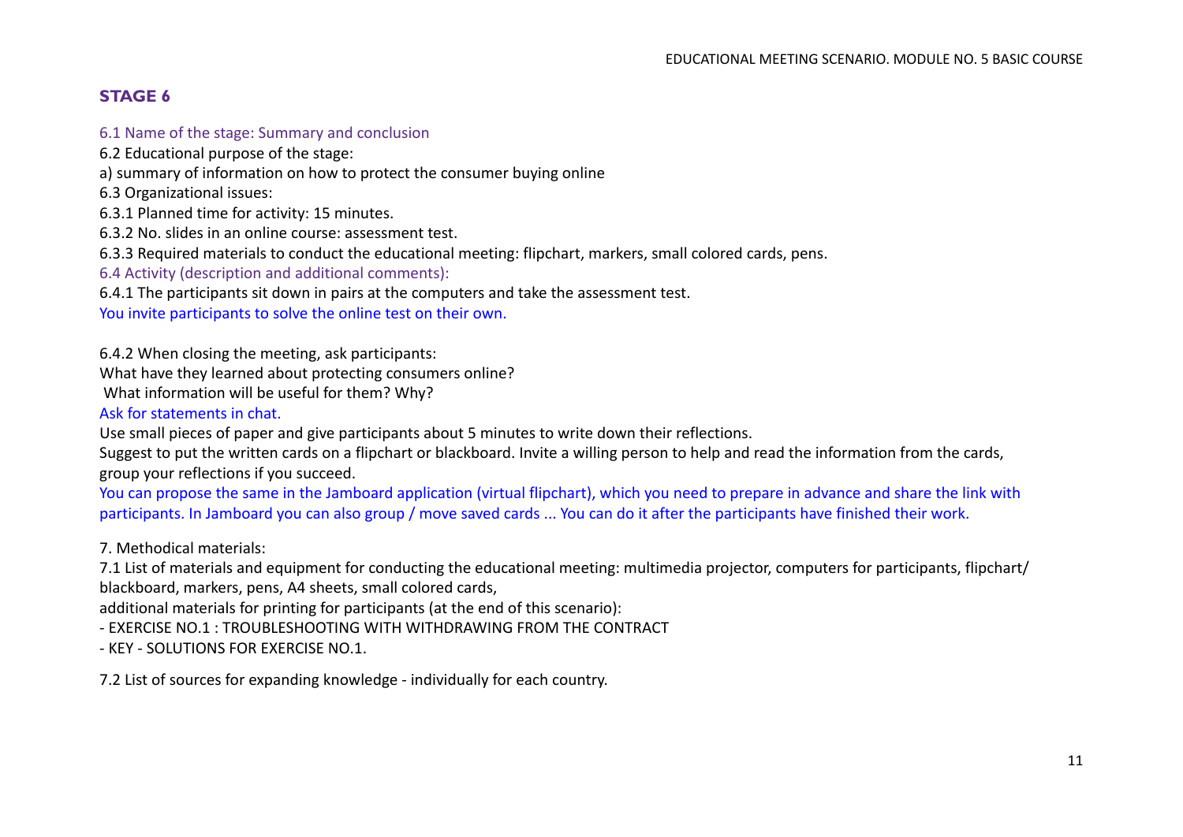## STAGE 6

6.1 Name of the stage: Summary and conclusion

6.2 Educational purpose of the stage:

a) summary of information on how to protect the consumer buying online

6.3 Organizational issues:

6.3.1 Planned time for activity: 15 minutes.

6.3.2 No. slides in an online course: assessment test.

6.3.3 Required materials to conduct the educational meeting: flipchart, markers, small colored cards, pens.

6.4 Activity (description and additional comments):

6.4.1 The participants sit down in pairs at the computers and take the assessment test.

You invite participants to solve the online test on their own.

6.4.2 When closing the meeting, ask participants:

What have they learned about protecting consumers online?

What information will be useful for them? Why?

Ask for statements in chat.

Use small pieces of paper and give participants about 5 minutes to write down their reflections.

Suggest to put the written cards on a flipchart or blackboard. Invite a willing person to help and read the information from the cards, group your reflections if you succeed.

You can propose the same in the Jamboard application (virtual flipchart), which you need to prepare in advance and share the link with participants. In Jamboard you can also group / move saved cards ... You can do it after the participants have finished their work.

7. Methodical materials:

7.1 List of materials and equipment for conducting the educational meeting: multimedia projector, computers for participants, flipchart/ blackboard, markers, pens, A4 sheets, small colored cards,

additional materials for printing for participants (at the end of this scenario):

- EXERCISE NO.1 : TROUBLESHOOTING WITH WITHDRAWING FROM THE CONTRACT
- KEY - SOLUTIONS FOR EXERCISE NO.1.

7.2 List of sources for expanding knowledge - individually for each country.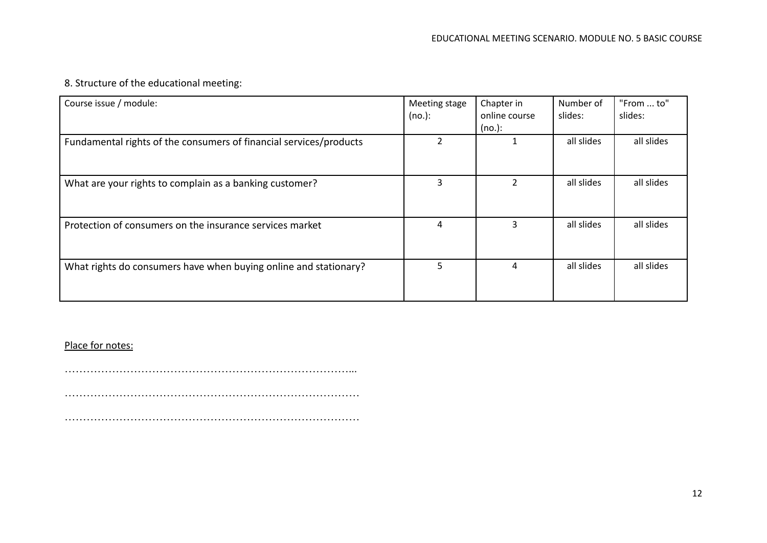8. Structure of the educational meeting:

| Course issue / module: | Meeting stage (no.): | Chapter in online course (no.): | Number of slides: | "From ... to" slides: |
|---|---|---|---|---|
| Fundamental rights of the consumers of financial services/products | 2 | 1 | all slides | all slides |
| What are your rights to complain as a banking customer? | 3 | 2 | all slides | all slides |
| Protection of consumers on the insurance services market | 4 | 3 | all slides | all slides |
| What rights do consumers have when buying online and stationary? | 5 | 4 | all slides | all slides |

Place for notes:

…………………………………………………………………………...

…………………………………………………………………………

…………………………………………………………………………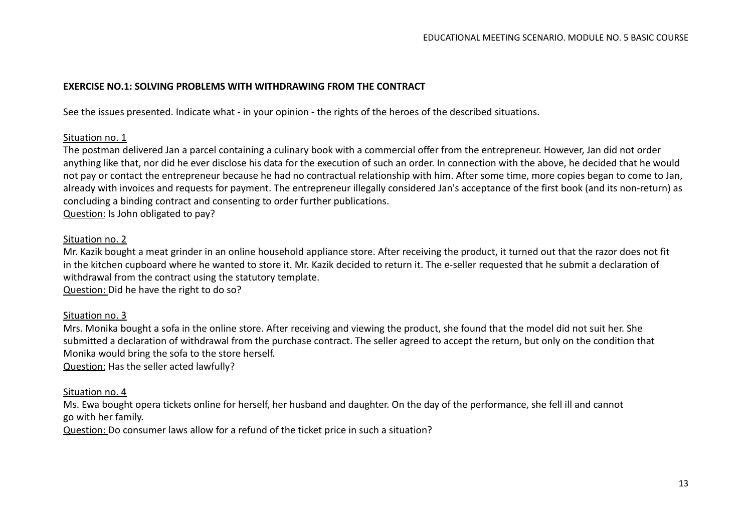**EXERCISE NO.1: SOLVING PROBLEMS WITH WITHDRAWING FROM THE CONTRACT**

See the issues presented. Indicate what - in your opinion - the rights of the heroes of the described situations.

<u>Situation no. 1</u>

The postman delivered Jan a parcel containing a culinary book with a commercial offer from the entrepreneur. However, Jan did not order anything like that, nor did he ever disclose his data for the execution of such an order. In connection with the above, he decided that he would not pay or contact the entrepreneur because he had no contractual relationship with him. After some time, more copies began to come to Jan, already with invoices and requests for payment. The entrepreneur illegally considered Jan's acceptance of the first book (and its non-return) as concluding a binding contract and consenting to order further publications.

<u>Question:</u> Is John obligated to pay?

<u>Situation no. 2</u>

Mr. Kazik bought a meat grinder in an online household appliance store. After receiving the product, it turned out that the razor does not fit in the kitchen cupboard where he wanted to store it. Mr. Kazik decided to return it. The e-seller requested that he submit a declaration of withdrawal from the contract using the statutory template.

<u>Question:</u> Did he have the right to do so?

<u>Situation no. 3</u>

Mrs. Monika bought a sofa in the online store. After receiving and viewing the product, she found that the model did not suit her. She submitted a declaration of withdrawal from the purchase contract. The seller agreed to accept the return, but only on the condition that Monika would bring the sofa to the store herself.

<u>Question:</u> Has the seller acted lawfully?

<u>Situation no. 4</u>

Ms. Ewa bought opera tickets online for herself, her husband and daughter. On the day of the performance, she fell ill and cannot go with her family.

<u>Question:</u> Do consumer laws allow for a refund of the ticket price in such a situation?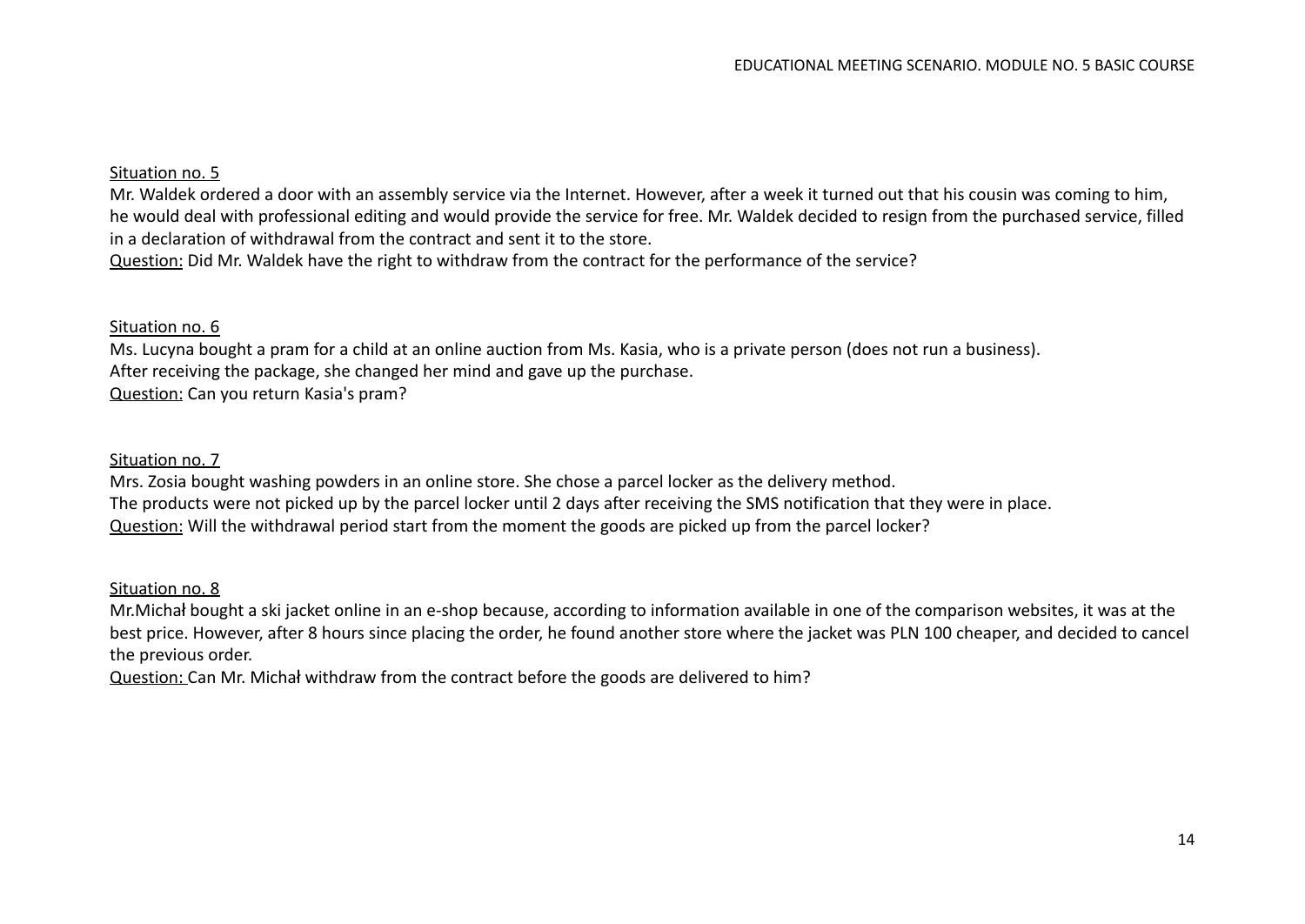Situation no. 5

Mr. Waldek ordered a door with an assembly service via the Internet. However, after a week it turned out that his cousin was coming to him, he would deal with professional editing and would provide the service for free. Mr. Waldek decided to resign from the purchased service, filled in a declaration of withdrawal from the contract and sent it to the store.

Question: Did Mr. Waldek have the right to withdraw from the contract for the performance of the service?

Situation no. 6

Ms. Lucyna bought a pram for a child at an online auction from Ms. Kasia, who is a private person (does not run a business).
After receiving the package, she changed her mind and gave up the purchase.

Question: Can you return Kasia's pram?

Situation no. 7

Mrs. Zosia bought washing powders in an online store. She chose a parcel locker as the delivery method.
The products were not picked up by the parcel locker until 2 days after receiving the SMS notification that they were in place.

Question: Will the withdrawal period start from the moment the goods are picked up from the parcel locker?

Situation no. 8

Mr.Michał bought a ski jacket online in an e-shop because, according to information available in one of the comparison websites, it was at the best price. However, after 8 hours since placing the order, he found another store where the jacket was PLN 100 cheaper, and decided to cancel the previous order.

Question: Can Mr. Michał withdraw from the contract before the goods are delivered to him?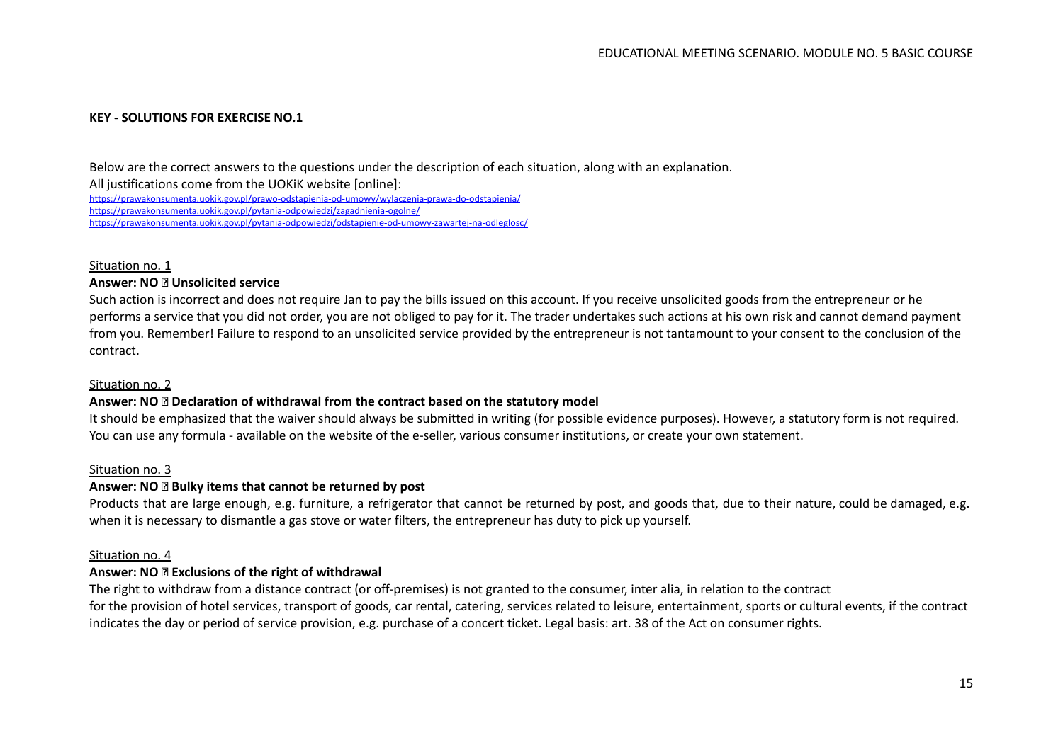**KEY - SOLUTIONS FOR EXERCISE NO.1**

Below are the correct answers to the questions under the description of each situation, along with an explanation.
All justifications come from the UOKiK website [online]:
https://prawakonsumenta.uokik.gov.pl/prawo-odstapienia-od-umowy/wylaczenia-prawa-do-odstapienia/
https://prawakonsumenta.uokik.gov.pl/pytania-odpowiedzi/zagadnienia-ogolne/
https://prawakonsumenta.uokik.gov.pl/pytania-odpowiedzi/odstapienie-od-umowy-zawartej-na-odleglosc/

Situation no. 1

**Answer: NO ▯ Unsolicited service**

Such action is incorrect and does not require Jan to pay the bills issued on this account. If you receive unsolicited goods from the entrepreneur or he performs a service that you did not order, you are not obliged to pay for it. The trader undertakes such actions at his own risk and cannot demand payment from you. Remember! Failure to respond to an unsolicited service provided by the entrepreneur is not tantamount to your consent to the conclusion of the contract.

Situation no. 2

**Answer: NO ▯ Declaration of withdrawal from the contract based on the statutory model**

It should be emphasized that the waiver should always be submitted in writing (for possible evidence purposes). However, a statutory form is not required. You can use any formula - available on the website of the e-seller, various consumer institutions, or create your own statement.

Situation no. 3

**Answer: NO ▯ Bulky items that cannot be returned by post**

Products that are large enough, e.g. furniture, a refrigerator that cannot be returned by post, and goods that, due to their nature, could be damaged, e.g. when it is necessary to dismantle a gas stove or water filters, the entrepreneur has duty to pick up yourself.

Situation no. 4

**Answer: NO ▯ Exclusions of the right of withdrawal**

The right to withdraw from a distance contract (or off-premises) is not granted to the consumer, inter alia, in relation to the contract for the provision of hotel services, transport of goods, car rental, catering, services related to leisure, entertainment, sports or cultural events, if the contract indicates the day or period of service provision, e.g. purchase of a concert ticket. Legal basis: art. 38 of the Act on consumer rights.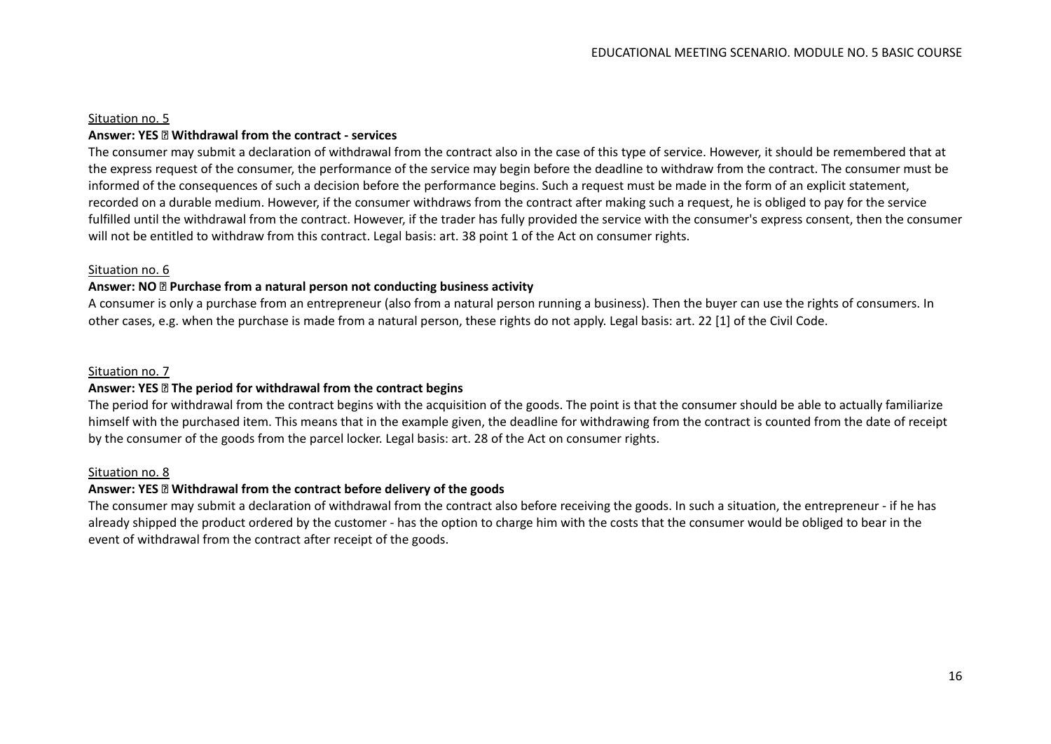Situation no. 5

**Answer: YES  Withdrawal from the contract - services**

The consumer may submit a declaration of withdrawal from the contract also in the case of this type of service. However, it should be remembered that at the express request of the consumer, the performance of the service may begin before the deadline to withdraw from the contract. The consumer must be informed of the consequences of such a decision before the performance begins. Such a request must be made in the form of an explicit statement, recorded on a durable medium. However, if the consumer withdraws from the contract after making such a request, he is obliged to pay for the service fulfilled until the withdrawal from the contract. However, if the trader has fully provided the service with the consumer's express consent, then the consumer will not be entitled to withdraw from this contract. Legal basis: art. 38 point 1 of the Act on consumer rights.

Situation no. 6

**Answer: NO  Purchase from a natural person not conducting business activity**

A consumer is only a purchase from an entrepreneur (also from a natural person running a business). Then the buyer can use the rights of consumers. In other cases, e.g. when the purchase is made from a natural person, these rights do not apply. Legal basis: art. 22 [1] of the Civil Code.

Situation no. 7

**Answer: YES  The period for withdrawal from the contract begins**

The period for withdrawal from the contract begins with the acquisition of the goods. The point is that the consumer should be able to actually familiarize himself with the purchased item. This means that in the example given, the deadline for withdrawing from the contract is counted from the date of receipt by the consumer of the goods from the parcel locker. Legal basis: art. 28 of the Act on consumer rights.

Situation no. 8

**Answer: YES  Withdrawal from the contract before delivery of the goods**

The consumer may submit a declaration of withdrawal from the contract also before receiving the goods. In such a situation, the entrepreneur - if he has already shipped the product ordered by the customer - has the option to charge him with the costs that the consumer would be obliged to bear in the event of withdrawal from the contract after receipt of the goods.